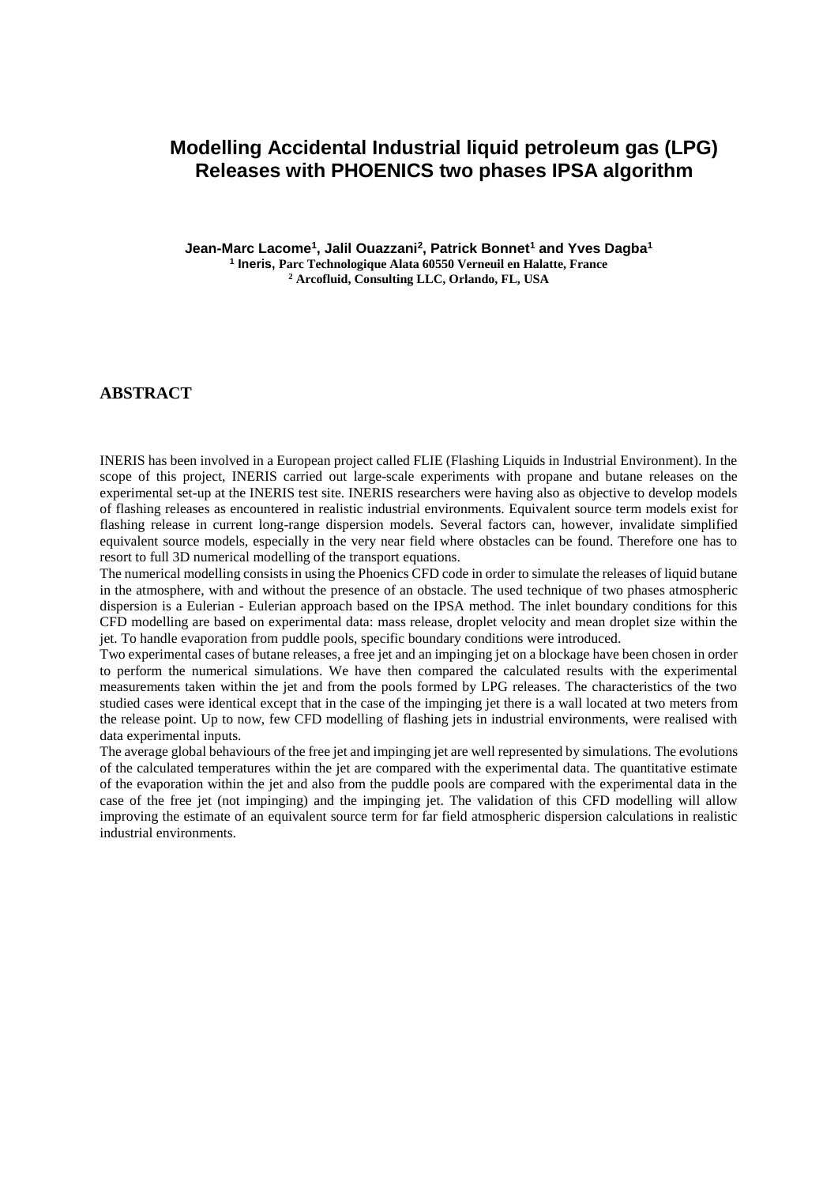# Modelling Accidental Industrial liquid petroleum gas (LPG) Releases with PHOENICS two phases IPSA algorithm

**Jean-Marc Lacome[1], Jalil Ouazzani[2], Patrick Bonnet[1] and Yves Dagba[1]**
[1] **Ineris, Parc Technologique Alata 60550 Verneuil en Halatte, France**
[2] **Arcofluid, Consulting LLC, Orlando, FL, USA**

## ABSTRACT

INERIS has been involved in a European project called FLIE (Flashing Liquids in Industrial Environment). In the scope of this project, INERIS carried out large-scale experiments with propane and butane releases on the experimental set-up at the INERIS test site. INERIS researchers were having also as objective to develop models of flashing releases as encountered in realistic industrial environments. Equivalent source term models exist for flashing release in current long-range dispersion models. Several factors can, however, invalidate simplified equivalent source models, especially in the very near field where obstacles can be found. Therefore one has to resort to full 3D numerical modelling of the transport equations.

The numerical modelling consists in using the Phoenics CFD code in order to simulate the releases of liquid butane in the atmosphere, with and without the presence of an obstacle. The used technique of two phases atmospheric dispersion is a Eulerian - Eulerian approach based on the IPSA method. The inlet boundary conditions for this CFD modelling are based on experimental data: mass release, droplet velocity and mean droplet size within the jet. To handle evaporation from puddle pools, specific boundary conditions were introduced.

Two experimental cases of butane releases, a free jet and an impinging jet on a blockage have been chosen in order to perform the numerical simulations. We have then compared the calculated results with the experimental measurements taken within the jet and from the pools formed by LPG releases. The characteristics of the two studied cases were identical except that in the case of the impinging jet there is a wall located at two meters from the release point. Up to now, few CFD modelling of flashing jets in industrial environments, were realised with data experimental inputs.

The average global behaviours of the free jet and impinging jet are well represented by simulations. The evolutions of the calculated temperatures within the jet are compared with the experimental data. The quantitative estimate of the evaporation within the jet and also from the puddle pools are compared with the experimental data in the case of the free jet (not impinging) and the impinging jet. The validation of this CFD modelling will allow improving the estimate of an equivalent source term for far field atmospheric dispersion calculations in realistic industrial environments.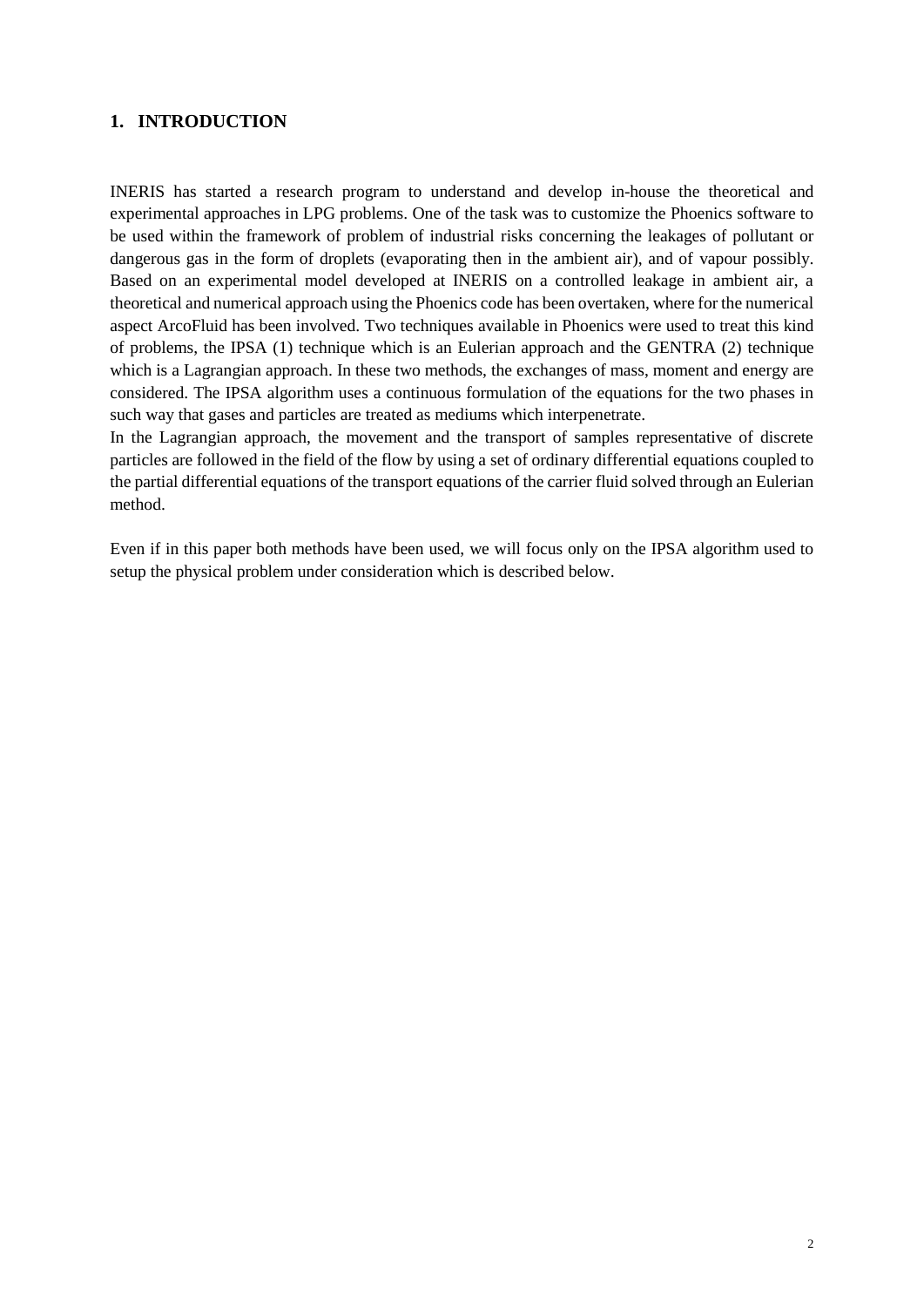## 1. INTRODUCTION

INERIS has started a research program to understand and develop in-house the theoretical and experimental approaches in LPG problems. One of the task was to customize the Phoenics software to be used within the framework of problem of industrial risks concerning the leakages of pollutant or dangerous gas in the form of droplets (evaporating then in the ambient air), and of vapour possibly. Based on an experimental model developed at INERIS on a controlled leakage in ambient air, a theoretical and numerical approach using the Phoenics code has been overtaken, where for the numerical aspect ArcoFluid has been involved. Two techniques available in Phoenics were used to treat this kind of problems, the IPSA (1) technique which is an Eulerian approach and the GENTRA (2) technique which is a Lagrangian approach. In these two methods, the exchanges of mass, moment and energy are considered. The IPSA algorithm uses a continuous formulation of the equations for the two phases in such way that gases and particles are treated as mediums which interpenetrate.

In the Lagrangian approach, the movement and the transport of samples representative of discrete particles are followed in the field of the flow by using a set of ordinary differential equations coupled to the partial differential equations of the transport equations of the carrier fluid solved through an Eulerian method.

Even if in this paper both methods have been used, we will focus only on the IPSA algorithm used to setup the physical problem under consideration which is described below.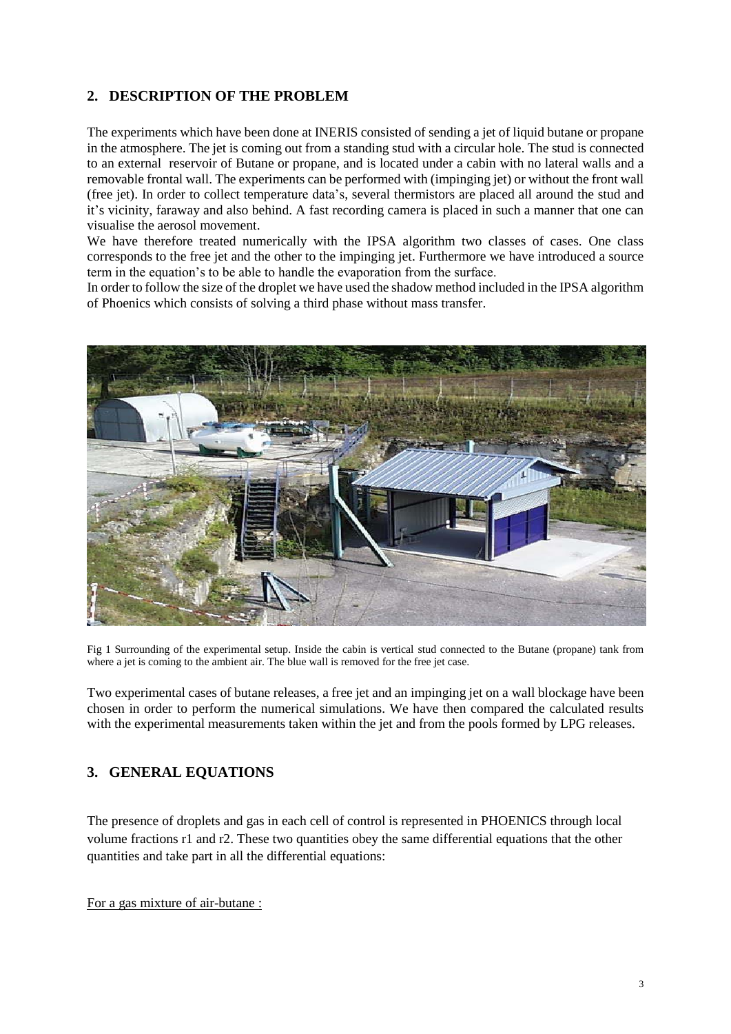## 2. DESCRIPTION OF THE PROBLEM

The experiments which have been done at INERIS consisted of sending a jet of liquid butane or propane in the atmosphere. The jet is coming out from a standing stud with a circular hole. The stud is connected to an external reservoir of Butane or propane, and is located under a cabin with no lateral walls and a removable frontal wall. The experiments can be performed with (impinging jet) or without the front wall (free jet). In order to collect temperature data's, several thermistors are placed all around the stud and it's vicinity, faraway and also behind. A fast recording camera is placed in such a manner that one can visualise the aerosol movement.

We have therefore treated numerically with the IPSA algorithm two classes of cases. One class corresponds to the free jet and the other to the impinging jet. Furthermore we have introduced a source term in the equation's to be able to handle the evaporation from the surface.

In order to follow the size of the droplet we have used the shadow method included in the IPSA algorithm of Phoenics which consists of solving a third phase without mass transfer.

Fig 1 Surrounding of the experimental setup. Inside the cabin is vertical stud connected to the Butane (propane) tank from where a jet is coming to the ambient air. The blue wall is removed for the free jet case.

Two experimental cases of butane releases, a free jet and an impinging jet on a wall blockage have been chosen in order to perform the numerical simulations. We have then compared the calculated results with the experimental measurements taken within the jet and from the pools formed by LPG releases.

## 3. GENERAL EQUATIONS

The presence of droplets and gas in each cell of control is represented in PHOENICS through local volume fractions r1 and r2. These two quantities obey the same differential equations that the other quantities and take part in all the differential equations:

For a gas mixture of air-butane :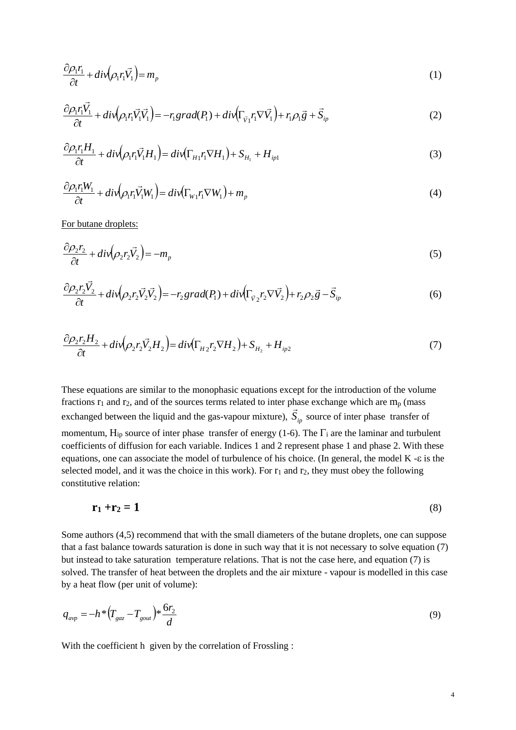$$\frac{\partial \rho_1 r_1}{\partial t} + div\left(\rho_1 r_1 \vec{V}_1\right) = m_p \tag{1}$$

$$\frac{\partial \rho_1 r_1 \vec{V}_1}{\partial t} + div\left(\rho_1 r_1 \vec{V}_1 \vec{V}_1\right) = -r_1 grad(P_1) + div\left(\Gamma_{\vec{V}_1} r_1 \nabla \vec{V}_1\right) + r_1 \rho_1 \vec{g} + \vec{S}_{ip} \tag{2}$$

$$\frac{\partial \rho_1 r_1 H_1}{\partial t} + div\left(\rho_1 r_1 \vec{V}_1 H_1\right) = div\left(\Gamma_{H1} r_1 \nabla H_1\right) + S_{H_1} + H_{ip1} \tag{3}$$

$$\frac{\partial \rho_1 r_1 W_1}{\partial t} + div\left(\rho_1 r_1 \vec{V}_1 W_1\right) = div\left(\Gamma_{W1} r_1 \nabla W_1\right) + m_p \tag{4}$$

<u>For butane droplets:</u>

$$\frac{\partial \rho_2 r_2}{\partial t} + div\left(\rho_2 r_2 \vec{V}_2\right) = -m_p \tag{5}$$

$$\frac{\partial \rho_2 r_2 \vec{V}_2}{\partial t} + div\left(\rho_2 r_2 \vec{V}_2 \vec{V}_2\right) = -r_2 grad(P_1) + div\left(\Gamma_{\vec{V}_2} r_2 \nabla \vec{V}_2\right) + r_2 \rho_2 \vec{g} - \vec{S}_{ip} \tag{6}$$

$$\frac{\partial \rho_2 r_2 H_2}{\partial t} + div\left(\rho_2 r_2 \vec{V}_2 H_2\right) = div\left(\Gamma_{H2} r_2 \nabla H_2\right) + S_{H_2} + H_{ip2} \tag{7}$$

These equations are similar to the monophasic equations except for the introduction of the volume fractions $r_1$ and $r_2$, and of the sources terms related to inter phase exchange which are $m_p$ (mass exchanged between the liquid and the gas-vapour mixture), $\vec{S}_{ip}$ source of inter phase transfer of momentum, $H_{ip}$ source of inter phase transfer of energy (1-6). The $\Gamma_i$ are the laminar and turbulent coefficients of diffusion for each variable. Indices 1 and 2 represent phase 1 and phase 2. With these equations, one can associate the model of turbulence of his choice. (In general, the model K -$\varepsilon$ is the selected model, and it was the choice in this work). For $r_1$ and $r_2$, they must obey the following constitutive relation:

$$\mathbf{r_1 + r_2 = 1} \tag{8}$$

Some authors (4,5) recommend that with the small diameters of the butane droplets, one can suppose that a fast balance towards saturation is done in such way that it is not necessary to solve equation (7) but instead to take saturation temperature relations. That is not the case here, and equation (7) is solved. The transfer of heat between the droplets and the air mixture - vapour is modelled in this case by a heat flow (per unit of volume):

$$q_{avp} = -h * \left(T_{gaz} - T_{gout}\right) * \frac{6 r_2}{d} \tag{9}$$

With the coefficient h given by the correlation of Frossling :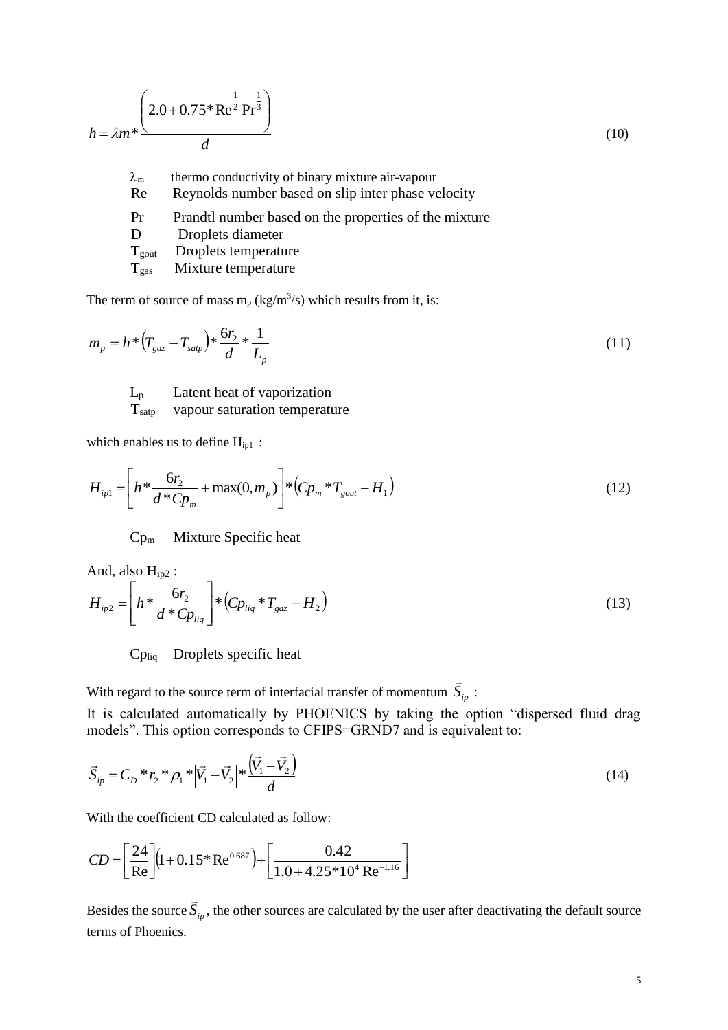$$h = \lambda m * \frac{\left(2.0 + 0.75 * \mathrm{Re}^{\frac{1}{2}} \mathrm{Pr}^{\frac{1}{3}}\right)}{d} \tag{10}$$

$\lambda_m$ thermo conductivity of binary mixture air-vapour
Re Reynolds number based on slip inter phase velocity
Pr Prandtl number based on the properties of the mixture
D Droplets diameter
$T_{gout}$ Droplets temperature
$T_{gas}$ Mixture temperature

The term of source of mass $m_p$ ($kg/m^3/s$) which results from it, is:

$$m_p = h * \left(T_{gaz} - T_{satp}\right) * \frac{6r_2}{d} * \frac{1}{L_p} \tag{11}$$

$L_p$ Latent heat of vaporization
$T_{satp}$ vapour saturation temperature

which enables us to define $H_{ip1}$ :

$$H_{ip1} = \left[h * \frac{6r_2}{d * Cp_m} + \max(0, m_p)\right] * \left(Cp_m * T_{gout} - H_1\right) \tag{12}$$

$Cp_m$ Mixture Specific heat

And, also $H_{ip2}$ :

$$H_{ip2} = \left[h * \frac{6r_2}{d * Cp_{liq}}\right] * \left(Cp_{liq} * T_{gaz} - H_2\right) \tag{13}$$

$Cp_{liq}$ Droplets specific heat

With regard to the source term of interfacial transfer of momentum $\vec{S}_{ip}$ :

It is calculated automatically by PHOENICS by taking the option "dispersed fluid drag models". This option corresponds to CFIPS=GRND7 and is equivalent to:

$$\vec{S}_{ip} = C_D * r_2 * \rho_1 * \left|\vec{V}_1 - \vec{V}_2\right| * \frac{\left(\vec{V}_1 - \vec{V}_2\right)}{d} \tag{14}$$

With the coefficient CD calculated as follow:

$$CD = \left[\frac{24}{\mathrm{Re}}\right]\left(1 + 0.15 * \mathrm{Re}^{0.687}\right) + \left[\frac{0.42}{1.0 + 4.25 * 10^4 \, \mathrm{Re}^{-1.16}}\right]$$

Besides the source $\vec{S}_{ip}$, the other sources are calculated by the user after deactivating the default source terms of Phoenics.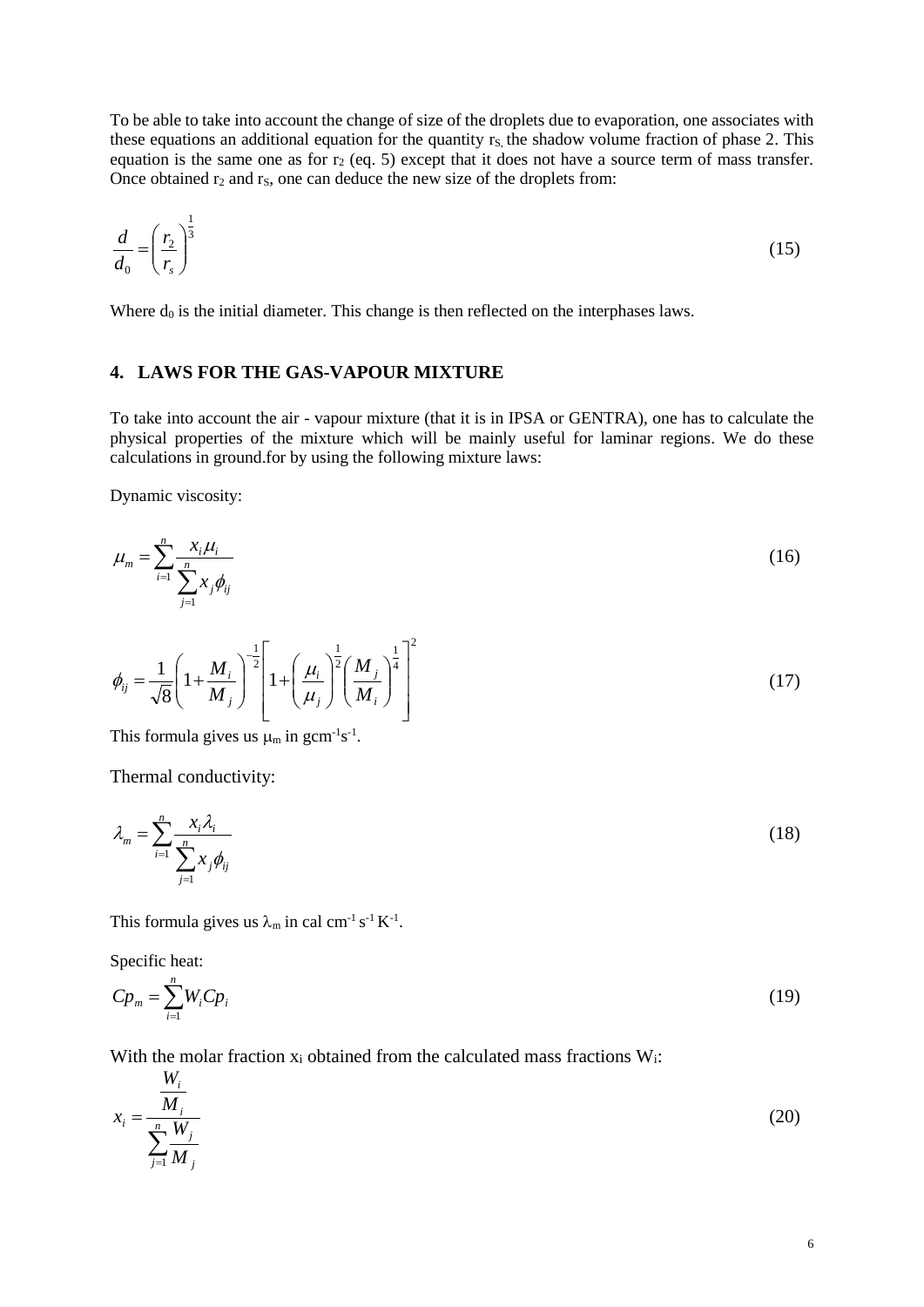To be able to take into account the change of size of the droplets due to evaporation, one associates with these equations an additional equation for the quantity $r_S$, the shadow volume fraction of phase 2. This equation is the same one as for $r_2$ (eq. 5) except that it does not have a source term of mass transfer. Once obtained $r_2$ and $r_S$, one can deduce the new size of the droplets from:

$$\frac{d}{d_0} = \left(\frac{r_2}{r_s}\right)^{\frac{1}{3}} \tag{15}$$

Where $d_0$ is the initial diameter. This change is then reflected on the interphases laws.

## 4. LAWS FOR THE GAS-VAPOUR MIXTURE

To take into account the air - vapour mixture (that it is in IPSA or GENTRA), one has to calculate the physical properties of the mixture which will be mainly useful for laminar regions. We do these calculations in ground.for by using the following mixture laws:

Dynamic viscosity:

$$\mu_m = \sum_{i=1}^{n} \frac{x_i \mu_i}{\sum_{j=1}^{n} x_j \phi_{ij}} \tag{16}$$

$$\phi_{ij} = \frac{1}{\sqrt{8}} \left(1 + \frac{M_i}{M_j}\right)^{-\frac{1}{2}} \left[1 + \left(\frac{\mu_i}{\mu_j}\right)^{\frac{1}{2}} \left(\frac{M_j}{M_i}\right)^{\frac{1}{4}}\right]^2 \tag{17}$$

This formula gives us $\mu_m$ in $gcm^{-1}s^{-1}$.

Thermal conductivity:

$$\lambda_m = \sum_{i=1}^{n} \frac{x_i \lambda_i}{\sum_{j=1}^{n} x_j \phi_{ij}} \tag{18}$$

This formula gives us $\lambda_m$ in cal $cm^{-1}\,s^{-1}\,K^{-1}$.

Specific heat:

$$Cp_m = \sum_{i=1}^{n} W_i Cp_i \tag{19}$$

With the molar fraction $x_i$ obtained from the calculated mass fractions $W_i$:

$$x_i = \frac{\frac{W_i}{M_i}}{\sum_{j=1}^{n} \frac{W_j}{M_j}} \tag{20}$$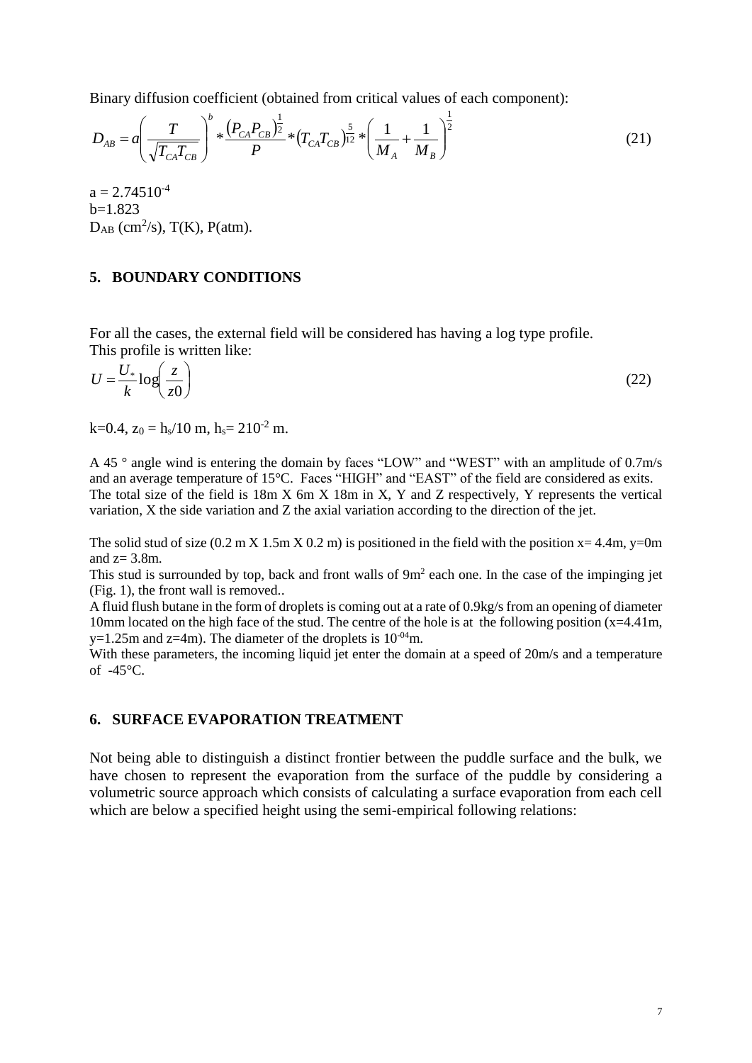Binary diffusion coefficient (obtained from critical values of each component):

$$D_{AB} = a\left(\frac{T}{\sqrt{T_{CA}T_{CB}}}\right)^{b} * \frac{(P_{CA}P_{CB})^{\frac{1}{2}}}{P} * (T_{CA}T_{CB})^{\frac{5}{12}} * \left(\frac{1}{M_A} + \frac{1}{M_B}\right)^{\frac{1}{2}} \tag{21}$$

$a = 2.74510^{-4}$  
$b=1.823$  
$D_{AB}$ ($cm^2/s$), T(K), P(atm).

## 5. BOUNDARY CONDITIONS

For all the cases, the external field will be considered has having a log type profile.
This profile is written like:

$$U = \frac{U_*}{k}\log\left(\frac{z}{z0}\right) \tag{22}$$

$k=0.4$, $z_0 = h_s/10$ m, $h_s= 210^{-2}$ m.

A 45 ° angle wind is entering the domain by faces "LOW" and "WEST" with an amplitude of 0.7m/s and an average temperature of 15°C. Faces "HIGH" and "EAST" of the field are considered as exits. The total size of the field is 18m X 6m X 18m in X, Y and Z respectively, Y represents the vertical variation, X the side variation and Z the axial variation according to the direction of the jet.

The solid stud of size (0.2 m X 1.5m X 0.2 m) is positioned in the field with the position x= 4.4m, y=0m and z= 3.8m.
This stud is surrounded by top, back and front walls of $9m^2$ each one. In the case of the impinging jet (Fig. 1), the front wall is removed..
A fluid flush butane in the form of droplets is coming out at a rate of 0.9kg/s from an opening of diameter 10mm located on the high face of the stud. The centre of the hole is at the following position (x=4.41m, y=1.25m and z=4m). The diameter of the droplets is $10^{-04}$m.
With these parameters, the incoming liquid jet enter the domain at a speed of 20m/s and a temperature of -45°C.

## 6. SURFACE EVAPORATION TREATMENT

Not being able to distinguish a distinct frontier between the puddle surface and the bulk, we have chosen to represent the evaporation from the surface of the puddle by considering a volumetric source approach which consists of calculating a surface evaporation from each cell which are below a specified height using the semi-empirical following relations: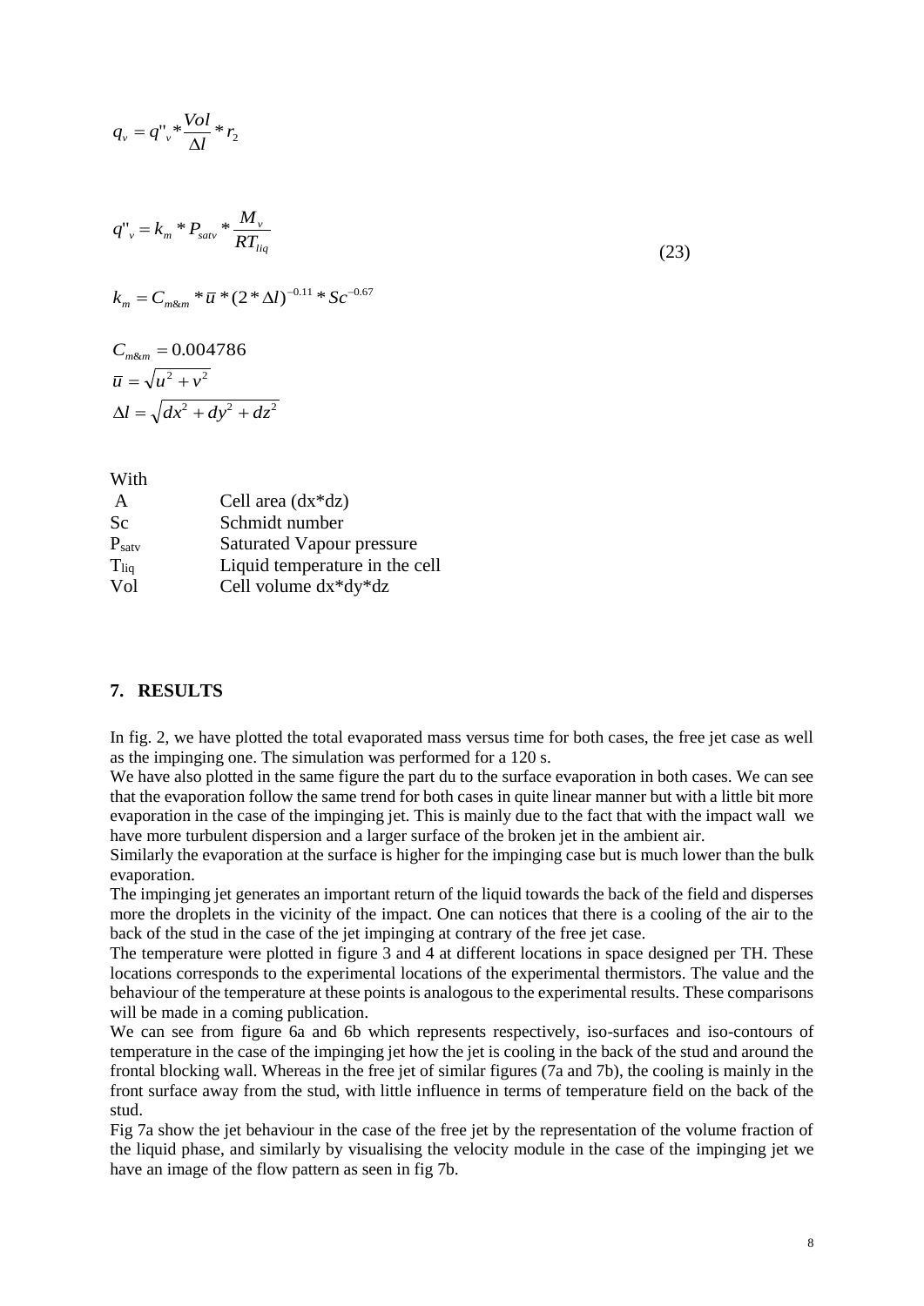$$q_v = q''_v * \frac{Vol}{\Delta l} * r_2$$

$$q''_v = k_m * P_{satv} * \frac{M_v}{RT_{liq}} \tag{23}$$

$$k_m = C_{m\&m} * \overline{u} * (2 * \Delta l)^{-0.11} * Sc^{-0.67}$$

$$C_{m\&m} = 0.004786$$

$$\overline{u} = \sqrt{u^2 + v^2}$$

$$\Delta l = \sqrt{dx^2 + dy^2 + dz^2}$$

With

| | |
|---|---|
| A | Cell area (dx*dz) |
| Sc | Schmidt number |
| $P_{satv}$ | Saturated Vapour pressure |
| $T_{liq}$ | Liquid temperature in the cell |
| Vol | Cell volume dx*dy*dz |

## 7. RESULTS

In fig. 2, we have plotted the total evaporated mass versus time for both cases, the free jet case as well as the impinging one. The simulation was performed for a 120 s.

We have also plotted in the same figure the part du to the surface evaporation in both cases. We can see that the evaporation follow the same trend for both cases in quite linear manner but with a little bit more evaporation in the case of the impinging jet. This is mainly due to the fact that with the impact wall we have more turbulent dispersion and a larger surface of the broken jet in the ambient air.

Similarly the evaporation at the surface is higher for the impinging case but is much lower than the bulk evaporation.

The impinging jet generates an important return of the liquid towards the back of the field and disperses more the droplets in the vicinity of the impact. One can notices that there is a cooling of the air to the back of the stud in the case of the jet impinging at contrary of the free jet case.

The temperature were plotted in figure 3 and 4 at different locations in space designed per TH. These locations corresponds to the experimental locations of the experimental thermistors. The value and the behaviour of the temperature at these points is analogous to the experimental results. These comparisons will be made in a coming publication.

We can see from figure 6a and 6b which represents respectively, iso-surfaces and iso-contours of temperature in the case of the impinging jet how the jet is cooling in the back of the stud and around the frontal blocking wall. Whereas in the free jet of similar figures (7a and 7b), the cooling is mainly in the front surface away from the stud, with little influence in terms of temperature field on the back of the stud.

Fig 7a show the jet behaviour in the case of the free jet by the representation of the volume fraction of the liquid phase, and similarly by visualising the velocity module in the case of the impinging jet we have an image of the flow pattern as seen in fig 7b.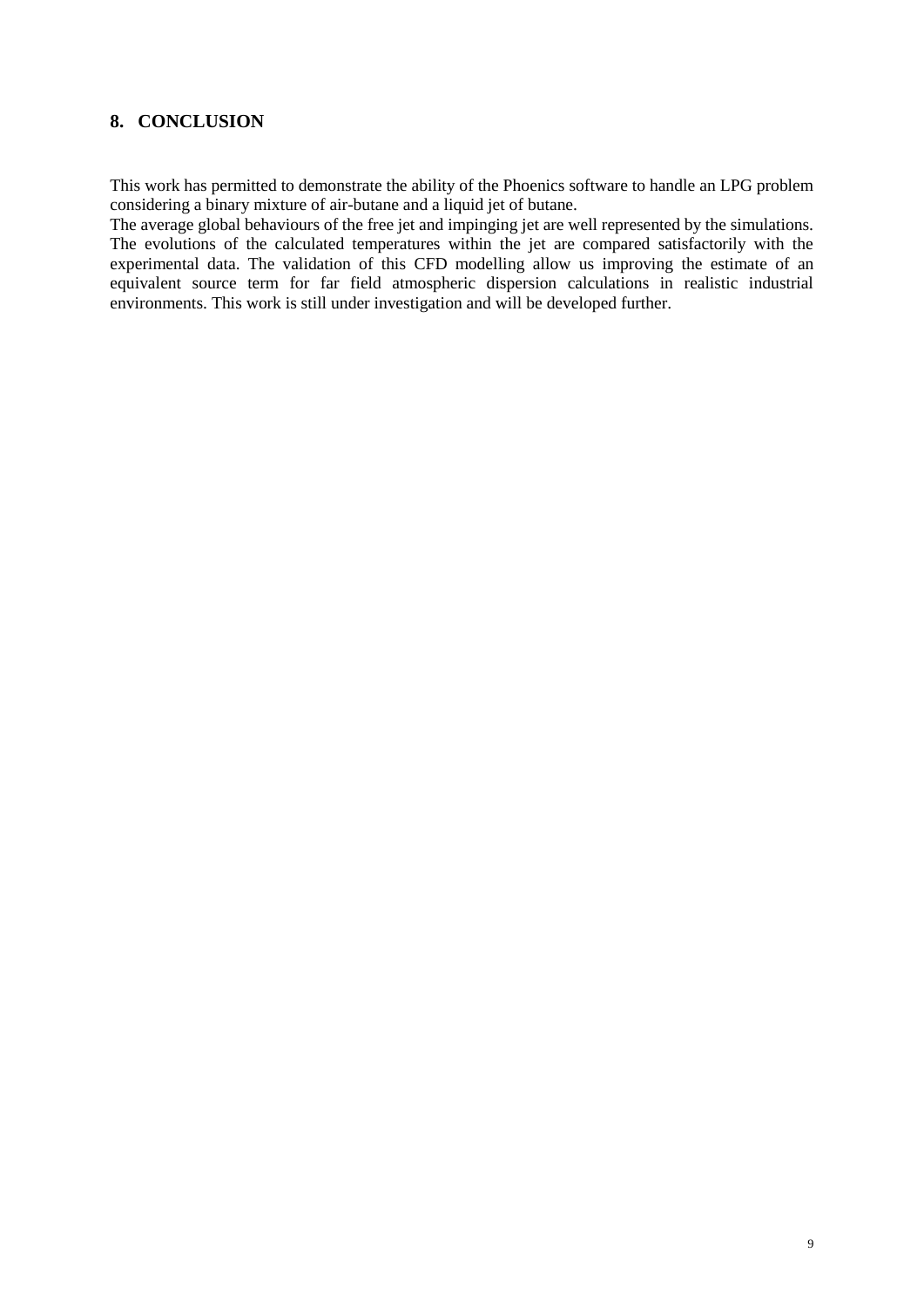## 8. CONCLUSION

This work has permitted to demonstrate the ability of the Phoenics software to handle an LPG problem considering a binary mixture of air-butane and a liquid jet of butane.
The average global behaviours of the free jet and impinging jet are well represented by the simulations. The evolutions of the calculated temperatures within the jet are compared satisfactorily with the experimental data. The validation of this CFD modelling allow us improving the estimate of an equivalent source term for far field atmospheric dispersion calculations in realistic industrial environments. This work is still under investigation and will be developed further.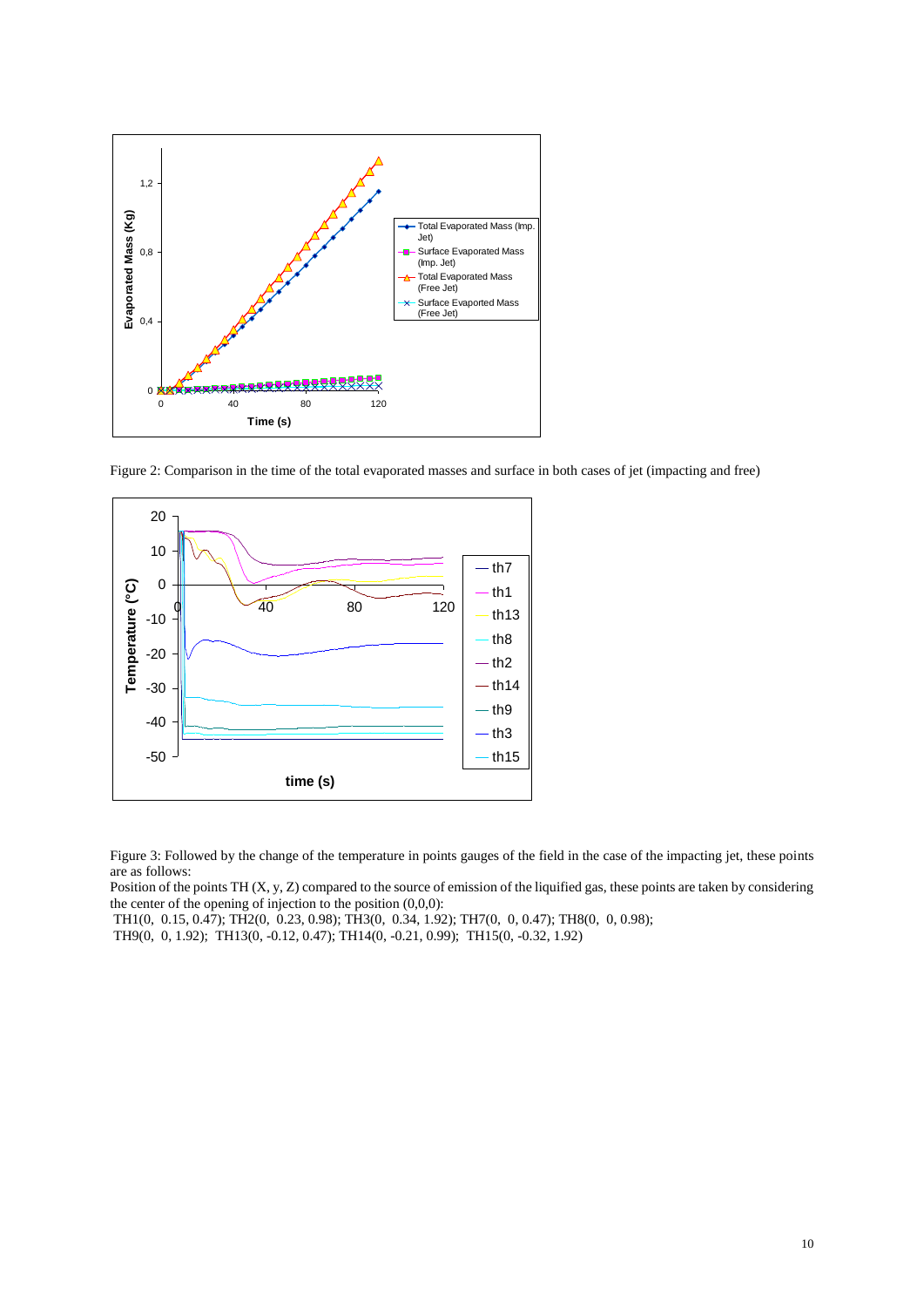Figure 2: Comparison in the time of the total evaporated masses and surface in both cases of jet (impacting and free)

Figure 3: Followed by the change of the temperature in points gauges of the field in the case of the impacting jet, these points are as follows:

Position of the points TH (X, y, Z) compared to the source of emission of the liquified gas, these points are taken by considering the center of the opening of injection to the position (0,0,0):

TH1(0, 0.15, 0.47); TH2(0, 0.23, 0.98); TH3(0, 0.34, 1.92); TH7(0, 0, 0.47); TH8(0, 0, 0.98); TH9(0, 0, 1.92); TH13(0, -0.12, 0.47); TH14(0, -0.21, 0.99); TH15(0, -0.32, 1.92)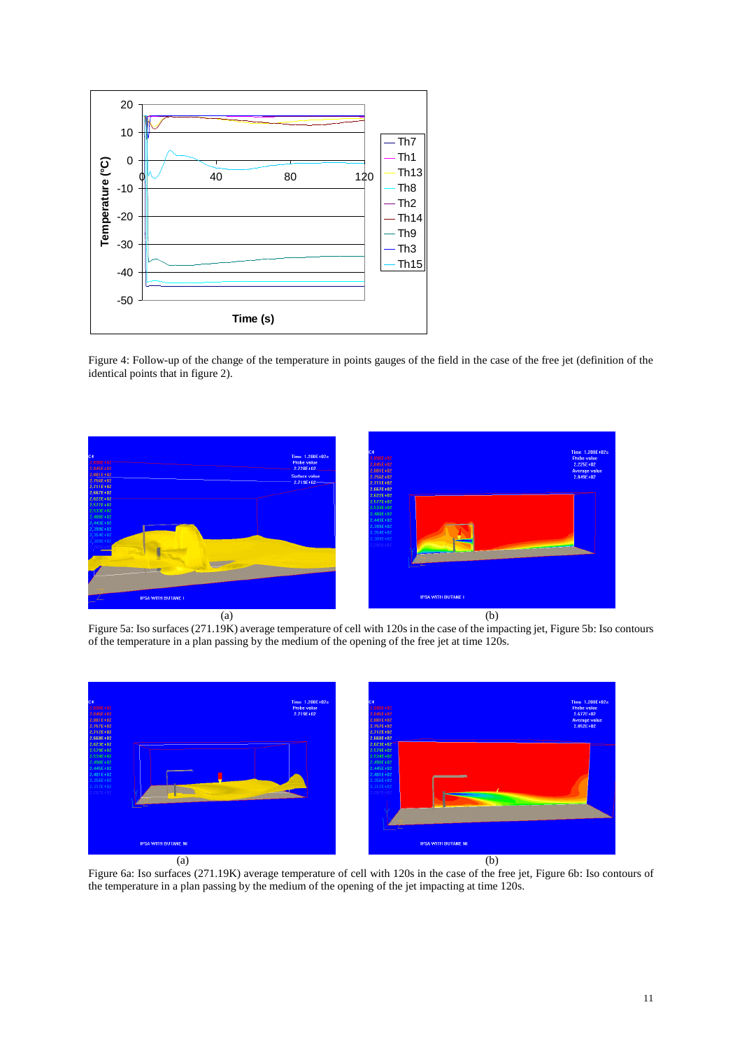Figure 4: Follow-up of the change of the temperature in points gauges of the field in the case of the free jet (definition of the identical points that in figure 2).

(a) (b)

Figure 5a: Iso surfaces (271.19K) average temperature of cell with 120s in the case of the impacting jet, Figure 5b: Iso contours of the temperature in a plan passing by the medium of the opening of the free jet at time 120s.

(a) (b)

Figure 6a: Iso surfaces (271.19K) average temperature of cell with 120s in the case of the free jet, Figure 6b: Iso contours of the temperature in a plan passing by the medium of the opening of the jet impacting at time 120s.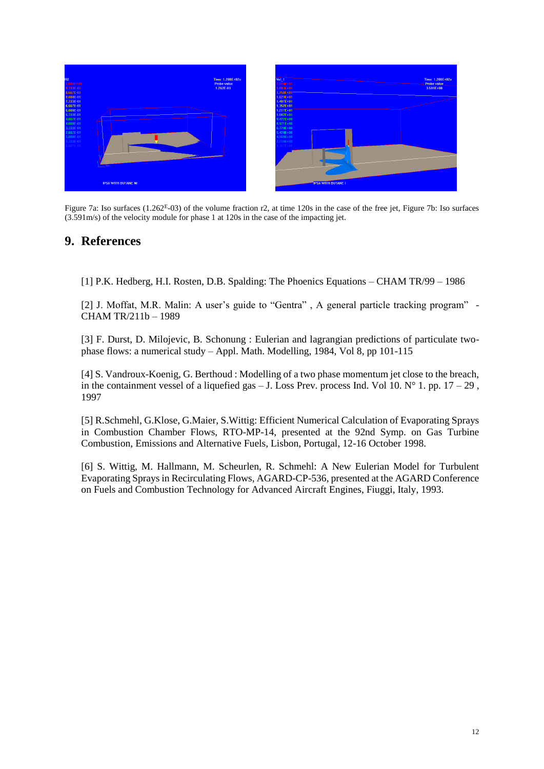Figure 7a: Iso surfaces (1.262$^E$-03) of the volume fraction r2, at time 120s in the case of the free jet, Figure 7b: Iso surfaces (3.591m/s) of the velocity module for phase 1 at 120s in the case of the impacting jet.

## 9. References

[1] P.K. Hedberg, H.I. Rosten, D.B. Spalding: The Phoenics Equations – CHAM TR/99 – 1986

[2] J. Moffat, M.R. Malin: A user's guide to "Gentra" , A general particle tracking program" - CHAM TR/211b – 1989

[3] F. Durst, D. Milojevic, B. Schonung : Eulerian and lagrangian predictions of particulate two-phase flows: a numerical study – Appl. Math. Modelling, 1984, Vol 8, pp 101-115

[4] S. Vandroux-Koenig, G. Berthoud : Modelling of a two phase momentum jet close to the breach, in the containment vessel of a liquefied gas – J. Loss Prev. process Ind. Vol 10. N° 1. pp. 17 – 29 , 1997

[5] R.Schmehl, G.Klose, G.Maier, S.Wittig: Efficient Numerical Calculation of Evaporating Sprays in Combustion Chamber Flows, RTO-MP-14, presented at the 92nd Symp. on Gas Turbine Combustion, Emissions and Alternative Fuels, Lisbon, Portugal, 12-16 October 1998.

[6] S. Wittig, M. Hallmann, M. Scheurlen, R. Schmehl: A New Eulerian Model for Turbulent Evaporating Sprays in Recirculating Flows, AGARD-CP-536, presented at the AGARD Conference on Fuels and Combustion Technology for Advanced Aircraft Engines, Fiuggi, Italy, 1993.